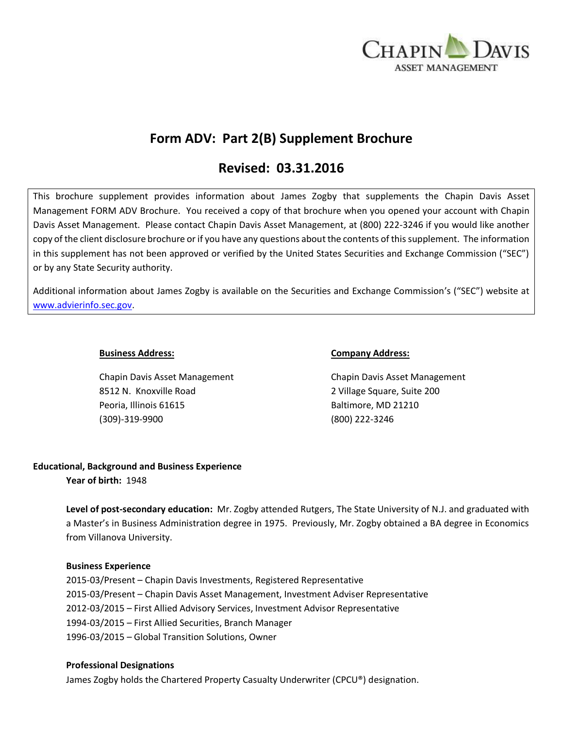CHAPIN DAVIS
ASSET MANAGEMENT

# Form ADV: Part 2(B) Supplement Brochure

## Revised: 03.31.2016

This brochure supplement provides information about James Zogby that supplements the Chapin Davis Asset Management FORM ADV Brochure. You received a copy of that brochure when you opened your account with Chapin Davis Asset Management. Please contact Chapin Davis Asset Management, at (800) 222-3246 if you would like another copy of the client disclosure brochure or if you have any questions about the contents of this supplement. The information in this supplement has not been approved or verified by the United States Securities and Exchange Commission ("SEC") or by any State Security authority.

Additional information about James Zogby is available on the Securities and Exchange Commission's ("SEC") website at www.advierinfo.sec.gov.

**Business Address:**

Chapin Davis Asset Management
8512 N. Knoxville Road
Peoria, Illinois 61615
(309)-319-9900

**Company Address:**

Chapin Davis Asset Management
2 Village Square, Suite 200
Baltimore, MD 21210
(800) 222-3246

**Educational, Background and Business Experience**

**Year of birth:** 1948

**Level of post-secondary education:** Mr. Zogby attended Rutgers, The State University of N.J. and graduated with a Master's in Business Administration degree in 1975. Previously, Mr. Zogby obtained a BA degree in Economics from Villanova University.

**Business Experience**

2015-03/Present – Chapin Davis Investments, Registered Representative
2015-03/Present – Chapin Davis Asset Management, Investment Adviser Representative
2012-03/2015 – First Allied Advisory Services, Investment Advisor Representative
1994-03/2015 – First Allied Securities, Branch Manager
1996-03/2015 – Global Transition Solutions, Owner

**Professional Designations**

James Zogby holds the Chartered Property Casualty Underwriter (CPCU®) designation.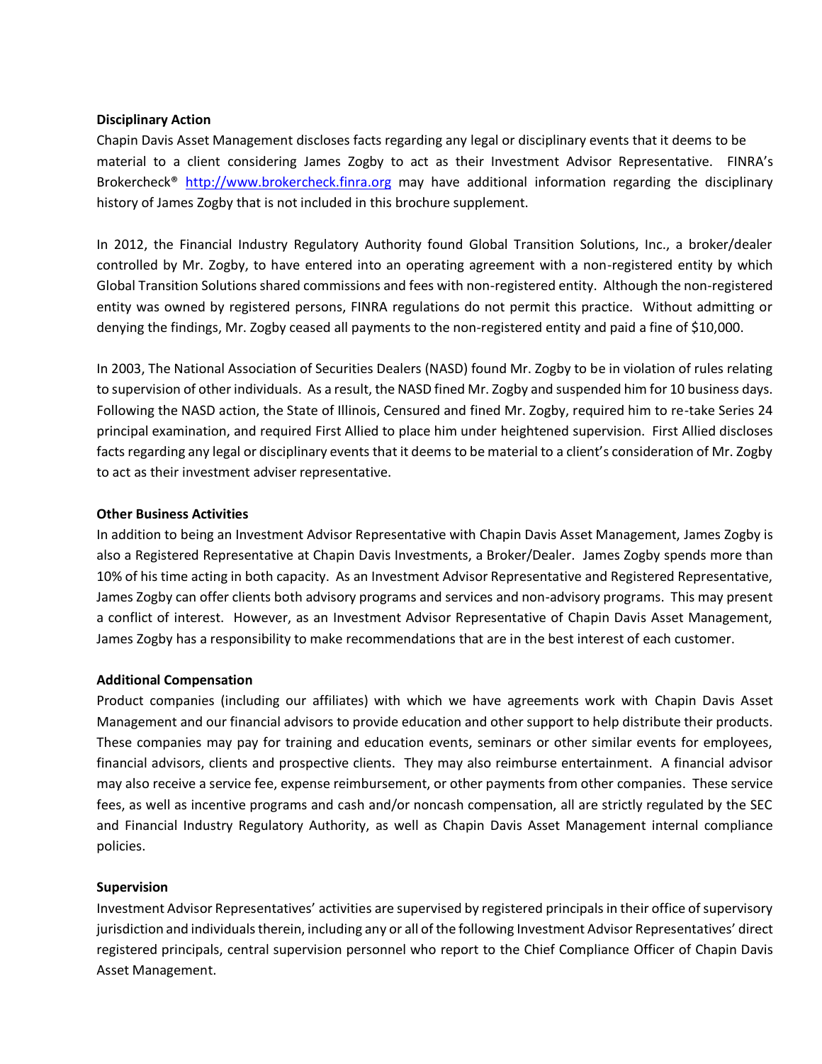**Disciplinary Action**

Chapin Davis Asset Management discloses facts regarding any legal or disciplinary events that it deems to be material to a client considering James Zogby to act as their Investment Advisor Representative. FINRA's Brokercheck® [http://www.brokercheck.finra.org](http://www.brokercheck.finra.org) may have additional information regarding the disciplinary history of James Zogby that is not included in this brochure supplement.

In 2012, the Financial Industry Regulatory Authority found Global Transition Solutions, Inc., a broker/dealer controlled by Mr. Zogby, to have entered into an operating agreement with a non-registered entity by which Global Transition Solutions shared commissions and fees with non-registered entity. Although the non-registered entity was owned by registered persons, FINRA regulations do not permit this practice. Without admitting or denying the findings, Mr. Zogby ceased all payments to the non-registered entity and paid a fine of $10,000.

In 2003, The National Association of Securities Dealers (NASD) found Mr. Zogby to be in violation of rules relating to supervision of other individuals. As a result, the NASD fined Mr. Zogby and suspended him for 10 business days. Following the NASD action, the State of Illinois, Censured and fined Mr. Zogby, required him to re-take Series 24 principal examination, and required First Allied to place him under heightened supervision. First Allied discloses facts regarding any legal or disciplinary events that it deems to be material to a client's consideration of Mr. Zogby to act as their investment adviser representative.

**Other Business Activities**

In addition to being an Investment Advisor Representative with Chapin Davis Asset Management, James Zogby is also a Registered Representative at Chapin Davis Investments, a Broker/Dealer. James Zogby spends more than 10% of his time acting in both capacity. As an Investment Advisor Representative and Registered Representative, James Zogby can offer clients both advisory programs and services and non-advisory programs. This may present a conflict of interest. However, as an Investment Advisor Representative of Chapin Davis Asset Management, James Zogby has a responsibility to make recommendations that are in the best interest of each customer.

**Additional Compensation**

Product companies (including our affiliates) with which we have agreements work with Chapin Davis Asset Management and our financial advisors to provide education and other support to help distribute their products. These companies may pay for training and education events, seminars or other similar events for employees, financial advisors, clients and prospective clients. They may also reimburse entertainment. A financial advisor may also receive a service fee, expense reimbursement, or other payments from other companies. These service fees, as well as incentive programs and cash and/or noncash compensation, all are strictly regulated by the SEC and Financial Industry Regulatory Authority, as well as Chapin Davis Asset Management internal compliance policies.

**Supervision**

Investment Advisor Representatives' activities are supervised by registered principals in their office of supervisory jurisdiction and individuals therein, including any or all of the following Investment Advisor Representatives' direct registered principals, central supervision personnel who report to the Chief Compliance Officer of Chapin Davis Asset Management.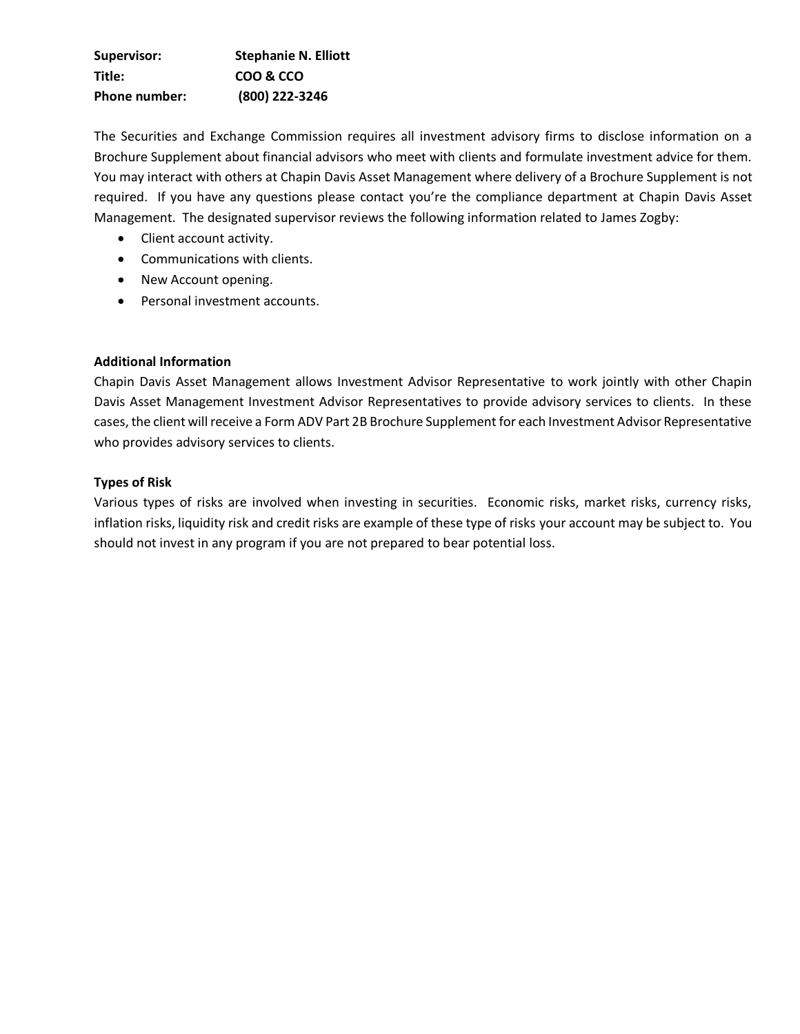**Supervisor:** **Stephanie N. Elliott**
**Title:** **COO & CCO**
**Phone number:** **(800) 222-3246**

The Securities and Exchange Commission requires all investment advisory firms to disclose information on a Brochure Supplement about financial advisors who meet with clients and formulate investment advice for them. You may interact with others at Chapin Davis Asset Management where delivery of a Brochure Supplement is not required. If you have any questions please contact you're the compliance department at Chapin Davis Asset Management. The designated supervisor reviews the following information related to James Zogby:

- Client account activity.
- Communications with clients.
- New Account opening.
- Personal investment accounts.

**Additional Information**

Chapin Davis Asset Management allows Investment Advisor Representative to work jointly with other Chapin Davis Asset Management Investment Advisor Representatives to provide advisory services to clients. In these cases, the client will receive a Form ADV Part 2B Brochure Supplement for each Investment Advisor Representative who provides advisory services to clients.

**Types of Risk**

Various types of risks are involved when investing in securities. Economic risks, market risks, currency risks, inflation risks, liquidity risk and credit risks are example of these type of risks your account may be subject to. You should not invest in any program if you are not prepared to bear potential loss.